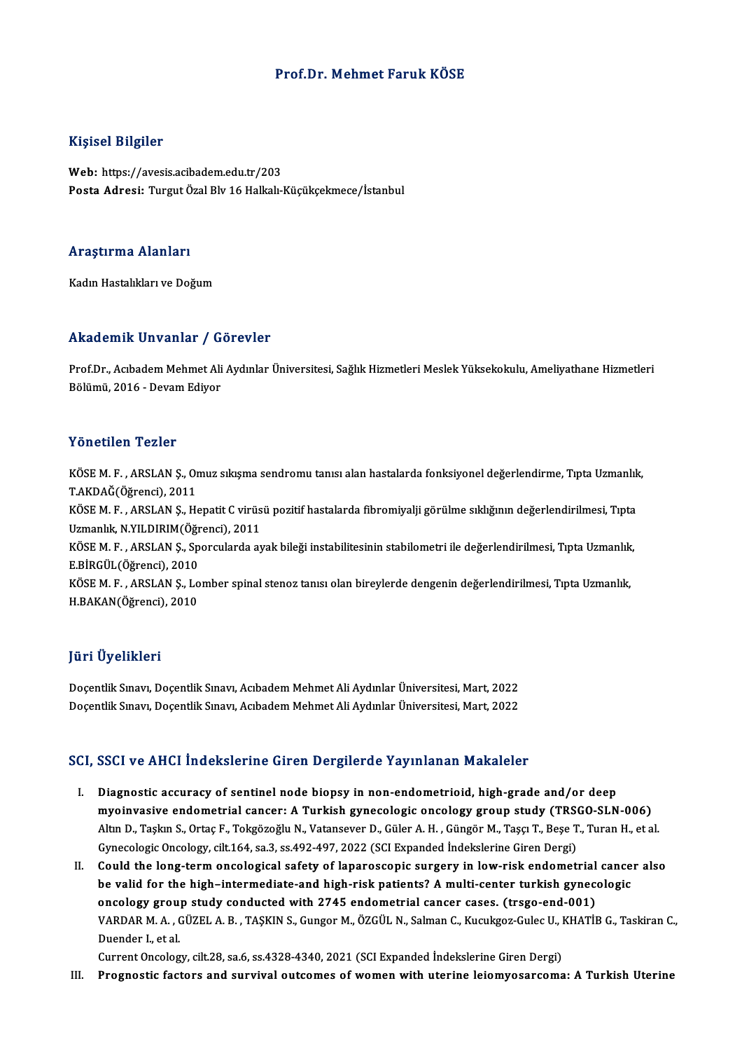# Prof.Dr. Mehmet Faruk KÖSE

## Kişisel Bilgiler

**Web:** https://avesis.acibadem.edu.tr/203
**Posta Adresi:** Turgut Özal Blv 16 Halkalı-Küçükçekmece/İstanbul

## Araştırma Alanları

Kadın Hastalıkları ve Doğum

## Akademik Unvanlar / Görevler

Prof.Dr., Acıbadem Mehmet Ali Aydınlar Üniversitesi, Sağlık Hizmetleri Meslek Yüksekokulu, Ameliyathane Hizmetleri Bölümü, 2016 - Devam Ediyor

## Yönetilen Tezler

KÖSE M. F. , ARSLAN Ş., Omuz sıkışma sendromu tanısı alan hastalarda fonksiyonel değerlendirme, Tıpta Uzmanlık, T.AKDAĞ(Öğrenci), 2011

KÖSE M. F. , ARSLAN Ş., Hepatit C virüsü pozitif hastalarda fibromiyalji görülme sıklığının değerlendirilmesi, Tıpta Uzmanlık, N.YILDIRIM(Öğrenci), 2011

KÖSE M. F. , ARSLAN Ş., Sporcularda ayak bileği instabilitesinin stabilometri ile değerlendirilmesi, Tıpta Uzmanlık, E.BİRGÜL(Öğrenci), 2010

KÖSE M. F. , ARSLAN Ş., Lomber spinal stenoz tanısı olan bireylerde dengenin değerlendirilmesi, Tıpta Uzmanlık, H.BAKAN(Öğrenci), 2010

## Jüri Üyelikleri

Doçentlik Sınavı, Doçentlik Sınavı, Acıbadem Mehmet Ali Aydınlar Üniversitesi, Mart, 2022
Doçentlik Sınavı, Doçentlik Sınavı, Acıbadem Mehmet Ali Aydınlar Üniversitesi, Mart, 2022

## SCI, SSCI ve AHCI İndekslerine Giren Dergilerde Yayınlanan Makaleler

I. **Diagnostic accuracy of sentinel node biopsy in non-endometrioid, high-grade and/or deep myoinvasive endometrial cancer: A Turkish gynecologic oncology group study (TRSGO-SLN-006)**
Altın D., Taşkın S., Ortaç F., Tokgözoğlu N., Vatansever D., Güler A. H. , Güngör M., Taşçı T., Beşe T., Turan H., et al.
Gynecologic Oncology, cilt.164, sa.3, ss.492-497, 2022 (SCI Expanded İndekslerine Giren Dergi)

II. **Could the long-term oncological safety of laparoscopic surgery in low-risk endometrial cancer also be valid for the high–intermediate-and high-risk patients? A multi-center turkish gynecologic oncology group study conducted with 2745 endometrial cancer cases. (trsgo-end-001)**
VARDAR M. A. , GÜZEL A. B. , TAŞKIN S., Gungor M., ÖZGÜL N., Salman C., Kucukgoz-Gulec U., KHATİB G., Taskiran C., Duender I., et al.
Current Oncology, cilt.28, sa.6, ss.4328-4340, 2021 (SCI Expanded İndekslerine Giren Dergi)

III. **Prognostic factors and survival outcomes of women with uterine leiomyosarcoma: A Turkish Uterine**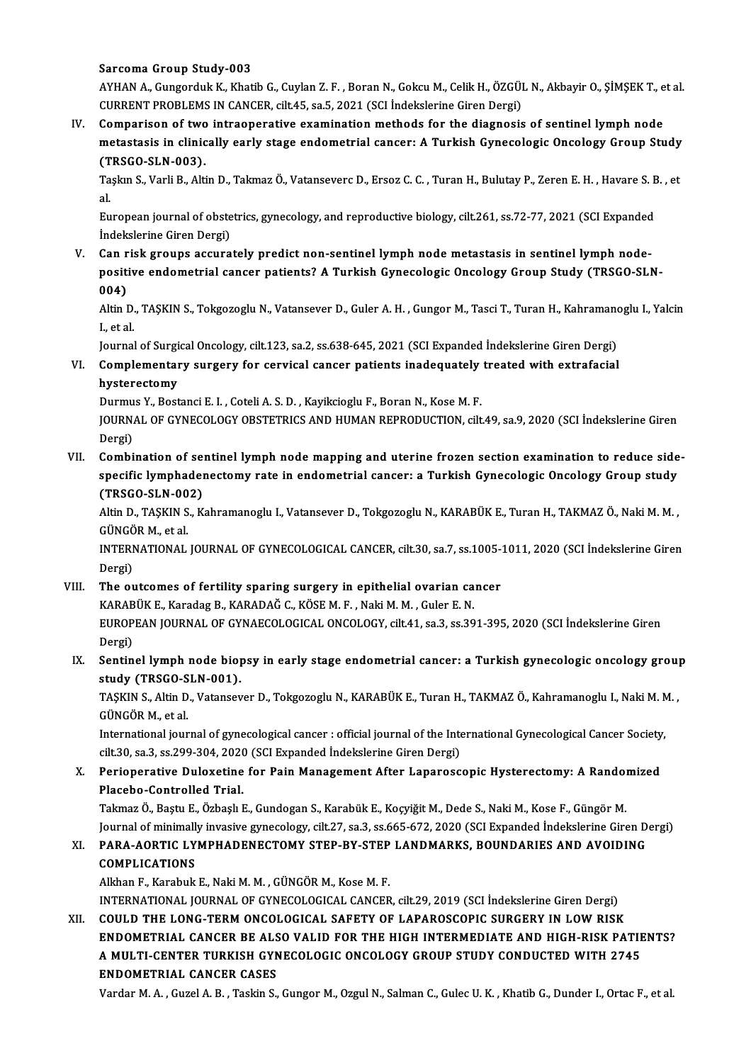**Sarcoma Group Study-003**

AYHAN A., Gungorduk K., Khatib G., Cuylan Z. F. , Boran N., Gokcu M., Celik H., ÖZGÜL N., Akbayir O., ŞİMŞEK T., et al.

CURRENT PROBLEMS IN CANCER, cilt.45, sa.5, 2021 (SCI İndekslerine Giren Dergi)

IV. **Comparison of two intraoperative examination methods for the diagnosis of sentinel lymph node metastasis in clinically early stage endometrial cancer: A Turkish Gynecologic Oncology Group Study (TRSGO-SLN-003).**

Taşkın S., Varli B., Altin D., Takmaz Ö., Vatanseverc D., Ersoz C. C. , Turan H., Bulutay P., Zeren E. H. , Havare S. B. , et al.

European journal of obstetrics, gynecology, and reproductive biology, cilt.261, ss.72-77, 2021 (SCI Expanded İndekslerine Giren Dergi)

V. **Can risk groups accurately predict non-sentinel lymph node metastasis in sentinel lymph node-positive endometrial cancer patients? A Turkish Gynecologic Oncology Group Study (TRSGO-SLN-004)**

Altin D., TAŞKIN S., Tokgozoglu N., Vatansever D., Guler A. H. , Gungor M., Tasci T., Turan H., Kahramanoglu I., Yalcin I., et al.

Journal of Surgical Oncology, cilt.123, sa.2, ss.638-645, 2021 (SCI Expanded İndekslerine Giren Dergi)

VI. **Complementary surgery for cervical cancer patients inadequately treated with extrafacial hysterectomy**

Durmus Y., Bostanci E. I. , Coteli A. S. D. , Kayikcioglu F., Boran N., Kose M. F.

JOURNAL OF GYNECOLOGY OBSTETRICS AND HUMAN REPRODUCTION, cilt.49, sa.9, 2020 (SCI İndekslerine Giren Dergi)

VII. **Combination of sentinel lymph node mapping and uterine frozen section examination to reduce side-specific lymphadenectomy rate in endometrial cancer: a Turkish Gynecologic Oncology Group study (TRSGO-SLN-002)**

Altin D., TAŞKIN S., Kahramanoglu I., Vatansever D., Tokgozoglu N., KARABÜK E., Turan H., TAKMAZ Ö., Naki M. M. , GÜNGÖR M., et al.

INTERNATIONAL JOURNAL OF GYNECOLOGICAL CANCER, cilt.30, sa.7, ss.1005-1011, 2020 (SCI İndekslerine Giren Dergi)

VIII. **The outcomes of fertility sparing surgery in epithelial ovarian cancer**

KARABÜK E., Karadag B., KARADAĞ C., KÖSE M. F. , Naki M. M. , Guler E. N.

EUROPEAN JOURNAL OF GYNAECOLOGICAL ONCOLOGY, cilt.41, sa.3, ss.391-395, 2020 (SCI İndekslerine Giren Dergi)

IX. **Sentinel lymph node biopsy in early stage endometrial cancer: a Turkish gynecologic oncology group study (TRSGO-SLN-001).**

TAŞKIN S., Altin D., Vatansever D., Tokgozoglu N., KARABÜK E., Turan H., TAKMAZ Ö., Kahramanoglu I., Naki M. M. , GÜNGÖR M., et al.

International journal of gynecological cancer : official journal of the International Gynecological Cancer Society, cilt.30, sa.3, ss.299-304, 2020 (SCI Expanded İndekslerine Giren Dergi)

X. **Perioperative Duloxetine for Pain Management After Laparoscopic Hysterectomy: A Randomized Placebo-Controlled Trial.**

Takmaz Ö., Baştu E., Özbaşlı E., Gundogan S., Karabük E., Koçyiğit M., Dede S., Naki M., Kose F., Güngör M.

Journal of minimally invasive gynecology, cilt.27, sa.3, ss.665-672, 2020 (SCI Expanded İndekslerine Giren Dergi)

XI. **PARA-AORTIC LYMPHADENECTOMY STEP-BY-STEP LANDMARKS, BOUNDARIES AND AVOIDING COMPLICATIONS**

Alkhan F., Karabuk E., Naki M. M. , GÜNGÖR M., Kose M. F.

INTERNATIONAL JOURNAL OF GYNECOLOGICAL CANCER, cilt.29, 2019 (SCI İndekslerine Giren Dergi)

XII. **COULD THE LONG-TERM ONCOLOGICAL SAFETY OF LAPAROSCOPIC SURGERY IN LOW RISK ENDOMETRIAL CANCER BE ALSO VALID FOR THE HIGH INTERMEDIATE AND HIGH-RISK PATIENTS? A MULTI-CENTER TURKISH GYNECOLOGIC ONCOLOGY GROUP STUDY CONDUCTED WITH 2745 ENDOMETRIAL CANCER CASES**

Vardar M. A. , Guzel A. B. , Taskin S., Gungor M., Ozgul N., Salman C., Gulec U. K. , Khatib G., Dunder I., Ortac F., et al.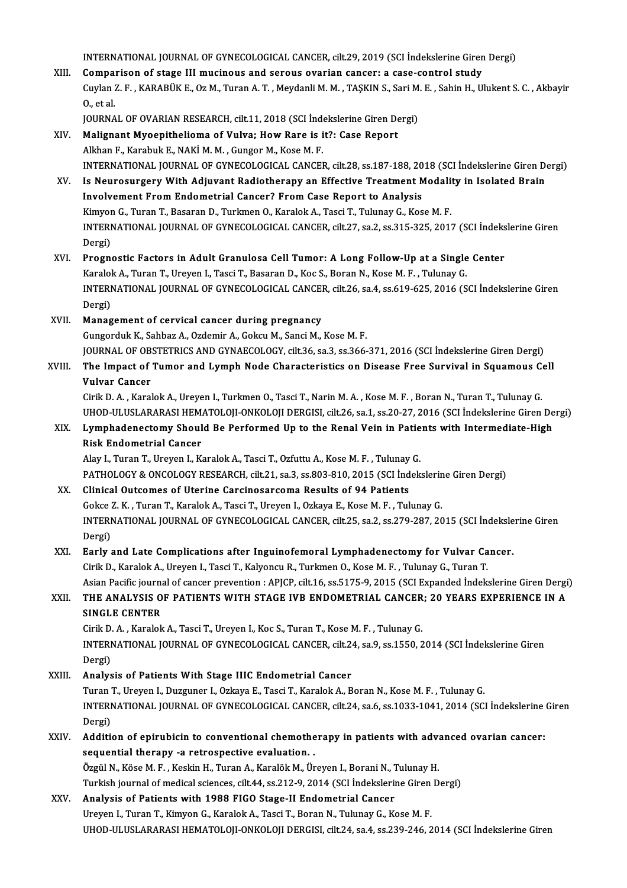INTERNATIONAL JOURNAL OF GYNECOLOGICAL CANCER, cilt.29, 2019 (SCI İndekslerine Giren Dergi)

XIII. **Comparison of stage III mucinous and serous ovarian cancer: a case-control study**
Cuylan Z. F. , KARABÜK E., Oz M., Turan A. T. , Meydanli M. M. , TAŞKIN S., Sari M. E. , Sahin H., Ulukent S. C. , Akbayir O., et al.
JOURNAL OF OVARIAN RESEARCH, cilt.11, 2018 (SCI İndekslerine Giren Dergi)

XIV. **Malignant Myoepithelioma of Vulva; How Rare is it?: Case Report**
Alkhan F., Karabuk E., NAKİ M. M. , Gungor M., Kose M. F.
INTERNATIONAL JOURNAL OF GYNECOLOGICAL CANCER, cilt.28, ss.187-188, 2018 (SCI İndekslerine Giren Dergi)

XV. **Is Neurosurgery With Adjuvant Radiotherapy an Effective Treatment Modality in Isolated Brain Involvement From Endometrial Cancer? From Case Report to Analysis**
Kimyon G., Turan T., Basaran D., Turkmen O., Karalok A., Tasci T., Tulunay G., Kose M. F.
INTERNATIONAL JOURNAL OF GYNECOLOGICAL CANCER, cilt.27, sa.2, ss.315-325, 2017 (SCI İndekslerine Giren Dergi)

XVI. **Prognostic Factors in Adult Granulosa Cell Tumor: A Long Follow-Up at a Single Center**
Karalok A., Turan T., Ureyen I., Tasci T., Basaran D., Koc S., Boran N., Kose M. F. , Tulunay G.
INTERNATIONAL JOURNAL OF GYNECOLOGICAL CANCER, cilt.26, sa.4, ss.619-625, 2016 (SCI İndekslerine Giren Dergi)

XVII. **Management of cervical cancer during pregnancy**
Gungorduk K., Sahbaz A., Ozdemir A., Gokcu M., Sanci M., Kose M. F.
JOURNAL OF OBSTETRICS AND GYNAECOLOGY, cilt.36, sa.3, ss.366-371, 2016 (SCI İndekslerine Giren Dergi)

XVIII. **The Impact of Tumor and Lymph Node Characteristics on Disease Free Survival in Squamous Cell Vulvar Cancer**
Cirik D. A. , Karalok A., Ureyen I., Turkmen O., Tasci T., Narin M. A. , Kose M. F. , Boran N., Turan T., Tulunay G.
UHOD-ULUSLARARASI HEMATOLOJI-ONKOLOJI DERGISI, cilt.26, sa.1, ss.20-27, 2016 (SCI İndekslerine Giren Dergi)

XIX. **Lymphadenectomy Should Be Performed Up to the Renal Vein in Patients with Intermediate-High Risk Endometrial Cancer**
Alay I., Turan T., Ureyen I., Karalok A., Tasci T., Ozfuttu A., Kose M. F. , Tulunay G.
PATHOLOGY & ONCOLOGY RESEARCH, cilt.21, sa.3, ss.803-810, 2015 (SCI İndekslerine Giren Dergi)

XX. **Clinical Outcomes of Uterine Carcinosarcoma Results of 94 Patients**
Gokce Z. K. , Turan T., Karalok A., Tasci T., Ureyen I., Ozkaya E., Kose M. F. , Tulunay G.
INTERNATIONAL JOURNAL OF GYNECOLOGICAL CANCER, cilt.25, sa.2, ss.279-287, 2015 (SCI İndekslerine Giren Dergi)

XXI. **Early and Late Complications after Inguinofemoral Lymphadenectomy for Vulvar Cancer.**
Cirik D., Karalok A., Ureyen I., Tasci T., Kalyoncu R., Turkmen O., Kose M. F. , Tulunay G., Turan T.
Asian Pacific journal of cancer prevention : APJCP, cilt.16, ss.5175-9, 2015 (SCI Expanded İndekslerine Giren Dergi)

XXII. **THE ANALYSIS OF PATIENTS WITH STAGE IVB ENDOMETRIAL CANCER; 20 YEARS EXPERIENCE IN A SINGLE CENTER**
Cirik D. A. , Karalok A., Tasci T., Ureyen I., Koc S., Turan T., Kose M. F. , Tulunay G.
INTERNATIONAL JOURNAL OF GYNECOLOGICAL CANCER, cilt.24, sa.9, ss.1550, 2014 (SCI İndekslerine Giren Dergi)

XXIII. **Analysis of Patients With Stage IIIC Endometrial Cancer**
Turan T., Ureyen I., Duzguner I., Ozkaya E., Tasci T., Karalok A., Boran N., Kose M. F. , Tulunay G.
INTERNATIONAL JOURNAL OF GYNECOLOGICAL CANCER, cilt.24, sa.6, ss.1033-1041, 2014 (SCI İndekslerine Giren Dergi)

XXIV. **Addition of epirubicin to conventional chemotherapy in patients with advanced ovarian cancer: sequential therapy -a retrospective evaluation. .**
Özgül N., Köse M. F. , Keskin H., Turan A., Karalök M., Üreyen I., Borani N., Tulunay H.
Turkish journal of medical sciences, cilt.44, ss.212-9, 2014 (SCI İndekslerine Giren Dergi)

XXV. **Analysis of Patients with 1988 FIGO Stage-II Endometrial Cancer**
Ureyen I., Turan T., Kimyon G., Karalok A., Tasci T., Boran N., Tulunay G., Kose M. F.
UHOD-ULUSLARARASI HEMATOLOJI-ONKOLOJI DERGISI, cilt.24, sa.4, ss.239-246, 2014 (SCI İndekslerine Giren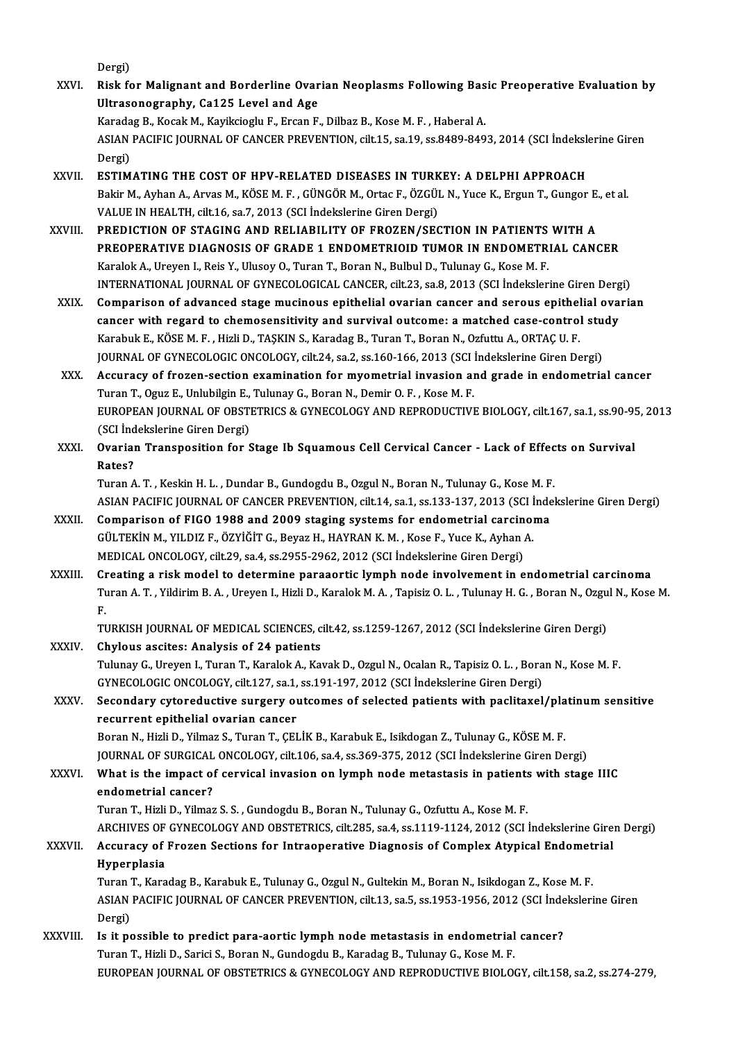Dergi)

XXVI. **Risk for Malignant and Borderline Ovarian Neoplasms Following Basic Preoperative Evaluation by Ultrasonography, Ca125 Level and Age**
Karadag B., Kocak M., Kayikcioglu F., Ercan F., Dilbaz B., Kose M. F. , Haberal A.
ASIAN PACIFIC JOURNAL OF CANCER PREVENTION, cilt.15, sa.19, ss.8489-8493, 2014 (SCI İndekslerine Giren Dergi)

XXVII. **ESTIMATING THE COST OF HPV-RELATED DISEASES IN TURKEY: A DELPHI APPROACH**
Bakir M., Ayhan A., Arvas M., KÖSE M. F. , GÜNGÖR M., Ortac F., ÖZGÜL N., Yuce K., Ergun T., Gungor E., et al.
VALUE IN HEALTH, cilt.16, sa.7, 2013 (SCI İndekslerine Giren Dergi)

XXVIII. **PREDICTION OF STAGING AND RELIABILITY OF FROZEN/SECTION IN PATIENTS WITH A PREOPERATIVE DIAGNOSIS OF GRADE 1 ENDOMETRIOID TUMOR IN ENDOMETRIAL CANCER**
Karalok A., Ureyen I., Reis Y., Ulusoy O., Turan T., Boran N., Bulbul D., Tulunay G., Kose M. F.
INTERNATIONAL JOURNAL OF GYNECOLOGICAL CANCER, cilt.23, sa.8, 2013 (SCI İndekslerine Giren Dergi)

XXIX. **Comparison of advanced stage mucinous epithelial ovarian cancer and serous epithelial ovarian cancer with regard to chemosensitivity and survival outcome: a matched case-control study**
Karabuk E., KÖSE M. F. , Hizli D., TAŞKIN S., Karadag B., Turan T., Boran N., Ozfuttu A., ORTAÇ U. F.
JOURNAL OF GYNECOLOGIC ONCOLOGY, cilt.24, sa.2, ss.160-166, 2013 (SCI İndekslerine Giren Dergi)

XXX. **Accuracy of frozen-section examination for myometrial invasion and grade in endometrial cancer**
Turan T., Oguz E., Unlubilgin E., Tulunay G., Boran N., Demir O. F. , Kose M. F.
EUROPEAN JOURNAL OF OBSTETRICS & GYNECOLOGY AND REPRODUCTIVE BIOLOGY, cilt.167, sa.1, ss.90-95, 2013 (SCI İndekslerine Giren Dergi)

XXXI. **Ovarian Transposition for Stage Ib Squamous Cell Cervical Cancer - Lack of Effects on Survival Rates?**
Turan A. T. , Keskin H. L. , Dundar B., Gundogdu B., Ozgul N., Boran N., Tulunay G., Kose M. F.
ASIAN PACIFIC JOURNAL OF CANCER PREVENTION, cilt.14, sa.1, ss.133-137, 2013 (SCI İndekslerine Giren Dergi)

XXXII. **Comparison of FIGO 1988 and 2009 staging systems for endometrial carcinoma**
GÜLTEKİN M., YILDIZ F., ÖZYİĞİT G., Beyaz H., HAYRAN K. M. , Kose F., Yuce K., Ayhan A.
MEDICAL ONCOLOGY, cilt.29, sa.4, ss.2955-2962, 2012 (SCI İndekslerine Giren Dergi)

XXXIII. **Creating a risk model to determine paraaortic lymph node involvement in endometrial carcinoma**
Turan A. T. , Yildirim B. A. , Ureyen I., Hizli D., Karalok M. A. , Tapisiz O. L. , Tulunay H. G. , Boran N., Ozgul N., Kose M. F.
TURKISH JOURNAL OF MEDICAL SCIENCES, cilt.42, ss.1259-1267, 2012 (SCI İndekslerine Giren Dergi)

XXXIV. **Chylous ascites: Analysis of 24 patients**
Tulunay G., Ureyen I., Turan T., Karalok A., Kavak D., Ozgul N., Ocalan R., Tapisiz O. L. , Boran N., Kose M. F.
GYNECOLOGIC ONCOLOGY, cilt.127, sa.1, ss.191-197, 2012 (SCI İndekslerine Giren Dergi)

XXXV. **Secondary cytoreductive surgery outcomes of selected patients with paclitaxel/platinum sensitive recurrent epithelial ovarian cancer**
Boran N., Hizli D., Yilmaz S., Turan T., ÇELİK B., Karabuk E., Isikdogan Z., Tulunay G., KÖSE M. F.
JOURNAL OF SURGICAL ONCOLOGY, cilt.106, sa.4, ss.369-375, 2012 (SCI İndekslerine Giren Dergi)

XXXVI. **What is the impact of cervical invasion on lymph node metastasis in patients with stage IIIC endometrial cancer?**
Turan T., Hizli D., Yilmaz S. S. , Gundogdu B., Boran N., Tulunay G., Ozfuttu A., Kose M. F.
ARCHIVES OF GYNECOLOGY AND OBSTETRICS, cilt.285, sa.4, ss.1119-1124, 2012 (SCI İndekslerine Giren Dergi)

XXXVII. **Accuracy of Frozen Sections for Intraoperative Diagnosis of Complex Atypical Endometrial Hyperplasia**
Turan T., Karadag B., Karabuk E., Tulunay G., Ozgul N., Gultekin M., Boran N., Isikdogan Z., Kose M. F.
ASIAN PACIFIC JOURNAL OF CANCER PREVENTION, cilt.13, sa.5, ss.1953-1956, 2012 (SCI İndekslerine Giren Dergi)

XXXVIII. **Is it possible to predict para-aortic lymph node metastasis in endometrial cancer?**
Turan T., Hizli D., Sarici S., Boran N., Gundogdu B., Karadag B., Tulunay G., Kose M. F.
EUROPEAN JOURNAL OF OBSTETRICS & GYNECOLOGY AND REPRODUCTIVE BIOLOGY, cilt.158, sa.2, ss.274-279,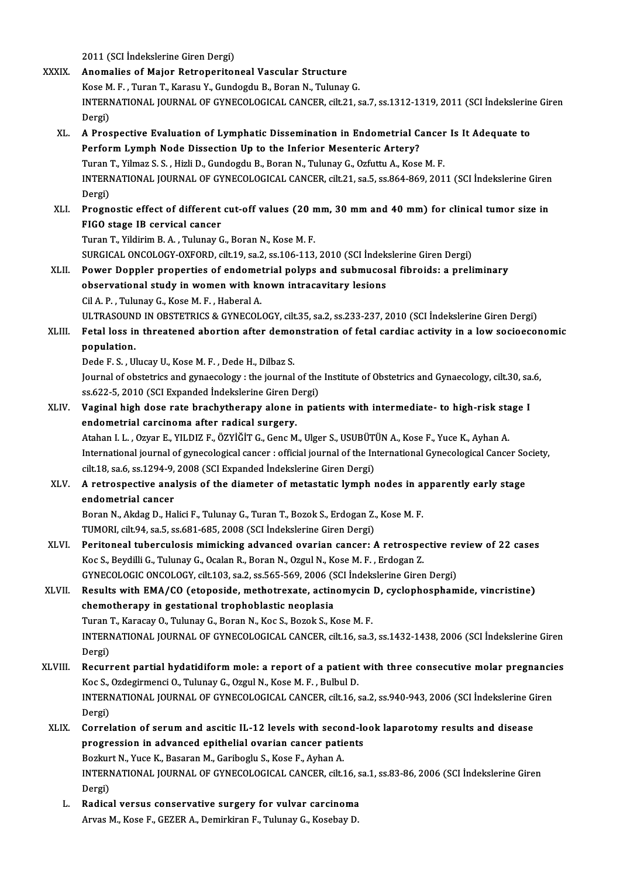2011 (SCI İndekslerine Giren Dergi)

XXXIX. **Anomalies of Major Retroperitoneal Vascular Structure**
Kose M. F. , Turan T., Karasu Y., Gundogdu B., Boran N., Tulunay G.
INTERNATIONAL JOURNAL OF GYNECOLOGICAL CANCER, cilt.21, sa.7, ss.1312-1319, 2011 (SCI İndekslerine Giren Dergi)

XL. **A Prospective Evaluation of Lymphatic Dissemination in Endometrial Cancer Is It Adequate to Perform Lymph Node Dissection Up to the Inferior Mesenteric Artery?**
Turan T., Yilmaz S. S. , Hizli D., Gundogdu B., Boran N., Tulunay G., Ozfuttu A., Kose M. F.
INTERNATIONAL JOURNAL OF GYNECOLOGICAL CANCER, cilt.21, sa.5, ss.864-869, 2011 (SCI İndekslerine Giren Dergi)

XLI. **Prognostic effect of different cut-off values (20 mm, 30 mm and 40 mm) for clinical tumor size in FIGO stage IB cervical cancer**
Turan T., Yildirim B. A. , Tulunay G., Boran N., Kose M. F.
SURGICAL ONCOLOGY-OXFORD, cilt.19, sa.2, ss.106-113, 2010 (SCI İndekslerine Giren Dergi)

XLII. **Power Doppler properties of endometrial polyps and submucosal fibroids: a preliminary observational study in women with known intracavitary lesions**
Cil A. P. , Tulunay G., Kose M. F. , Haberal A.
ULTRASOUND IN OBSTETRICS & GYNECOLOGY, cilt.35, sa.2, ss.233-237, 2010 (SCI İndekslerine Giren Dergi)

XLIII. **Fetal loss in threatened abortion after demonstration of fetal cardiac activity in a low socioeconomic population.**
Dede F. S. , Ulucay U., Kose M. F. , Dede H., Dilbaz S.
Journal of obstetrics and gynaecology : the journal of the Institute of Obstetrics and Gynaecology, cilt.30, sa.6, ss.622-5, 2010 (SCI Expanded İndekslerine Giren Dergi)

XLIV. **Vaginal high dose rate brachytherapy alone in patients with intermediate- to high-risk stage I endometrial carcinoma after radical surgery.**
Atahan I. L. , Ozyar E., YILDIZ F., ÖZYİĞİT G., Genc M., Ulger S., USUBÜTÜN A., Kose F., Yuce K., Ayhan A.
International journal of gynecological cancer : official journal of the International Gynecological Cancer Society, cilt.18, sa.6, ss.1294-9, 2008 (SCI Expanded İndekslerine Giren Dergi)

XLV. **A retrospective analysis of the diameter of metastatic lymph nodes in apparently early stage endometrial cancer**
Boran N., Akdag D., Halici F., Tulunay G., Turan T., Bozok S., Erdogan Z., Kose M. F.
TUMORI, cilt.94, sa.5, ss.681-685, 2008 (SCI İndekslerine Giren Dergi)

XLVI. **Peritoneal tuberculosis mimicking advanced ovarian cancer: A retrospective review of 22 cases**
Koc S., Beydilli G., Tulunay G., Ocalan R., Boran N., Ozgul N., Kose M. F. , Erdogan Z.
GYNECOLOGIC ONCOLOGY, cilt.103, sa.2, ss.565-569, 2006 (SCI İndekslerine Giren Dergi)

XLVII. **Results with EMA/CO (etoposide, methotrexate, actinomycin D, cyclophosphamide, vincristine) chemotherapy in gestational trophoblastic neoplasia**
Turan T., Karacay O., Tulunay G., Boran N., Koc S., Bozok S., Kose M. F.
INTERNATIONAL JOURNAL OF GYNECOLOGICAL CANCER, cilt.16, sa.3, ss.1432-1438, 2006 (SCI İndekslerine Giren Dergi)

XLVIII. **Recurrent partial hydatidiform mole: a report of a patient with three consecutive molar pregnancies**
Koc S., Ozdegirmenci O., Tulunay G., Ozgul N., Kose M. F. , Bulbul D.
INTERNATIONAL JOURNAL OF GYNECOLOGICAL CANCER, cilt.16, sa.2, ss.940-943, 2006 (SCI İndekslerine Giren Dergi)

XLIX. **Correlation of serum and ascitic IL-12 levels with second-look laparotomy results and disease progression in advanced epithelial ovarian cancer patients**
Bozkurt N., Yuce K., Basaran M., Gariboglu S., Kose F., Ayhan A.
INTERNATIONAL JOURNAL OF GYNECOLOGICAL CANCER, cilt.16, sa.1, ss.83-86, 2006 (SCI İndekslerine Giren Dergi)

L. **Radical versus conservative surgery for vulvar carcinoma**
Arvas M., Kose F., GEZER A., Demirkiran F., Tulunay G., Kosebay D.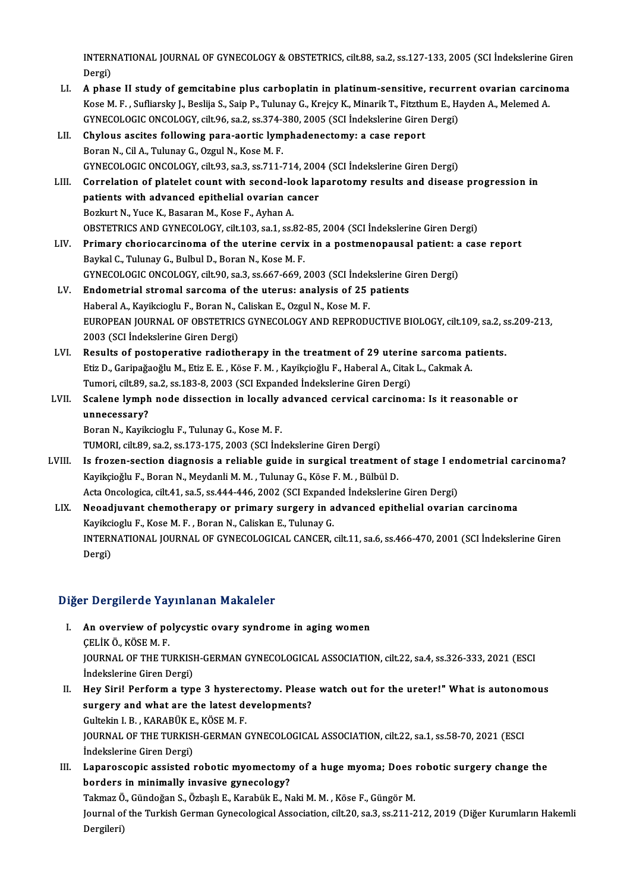INTERNATIONAL JOURNAL OF GYNECOLOGY & OBSTETRICS, cilt.88, sa.2, ss.127-133, 2005 (SCI İndekslerine Giren Dergi)

LI. **A phase II study of gemcitabine plus carboplatin in platinum-sensitive, recurrent ovarian carcinoma**
Kose M. F. , Sufliarsky J., Beslija S., Saip P., Tulunay G., Krejcy K., Minarik T., Fitzthum E., Hayden A., Melemed A.
GYNECOLOGIC ONCOLOGY, cilt.96, sa.2, ss.374-380, 2005 (SCI İndekslerine Giren Dergi)

LII. **Chylous ascites following para-aortic lymphadenectomy: a case report**
Boran N., Cil A., Tulunay G., Ozgul N., Kose M. F.
GYNECOLOGIC ONCOLOGY, cilt.93, sa.3, ss.711-714, 2004 (SCI İndekslerine Giren Dergi)

LIII. **Correlation of platelet count with second-look laparotomy results and disease progression in patients with advanced epithelial ovarian cancer**
Bozkurt N., Yuce K., Basaran M., Kose F., Ayhan A.
OBSTETRICS AND GYNECOLOGY, cilt.103, sa.1, ss.82-85, 2004 (SCI İndekslerine Giren Dergi)

LIV. **Primary choriocarcinoma of the uterine cervix in a postmenopausal patient: a case report**
Baykal C., Tulunay G., Bulbul D., Boran N., Kose M. F.
GYNECOLOGIC ONCOLOGY, cilt.90, sa.3, ss.667-669, 2003 (SCI İndekslerine Giren Dergi)

LV. **Endometrial stromal sarcoma of the uterus: analysis of 25 patients**
Haberal A., Kayikcioglu F., Boran N., Caliskan E., Ozgul N., Kose M. F.
EUROPEAN JOURNAL OF OBSTETRICS GYNECOLOGY AND REPRODUCTIVE BIOLOGY, cilt.109, sa.2, ss.209-213, 2003 (SCI İndekslerine Giren Dergi)

LVI. **Results of postoperative radiotherapy in the treatment of 29 uterine sarcoma patients.**
Etiz D., Garipağaoğlu M., Etiz E. E. , Köse F. M. , Kayikçioğlu F., Haberal A., Citak L., Cakmak A.
Tumori, cilt.89, sa.2, ss.183-8, 2003 (SCI Expanded İndekslerine Giren Dergi)

LVII. **Scalene lymph node dissection in locally advanced cervical carcinoma: Is it reasonable or unnecessary?**
Boran N., Kayikcioglu F., Tulunay G., Kose M. F.
TUMORI, cilt.89, sa.2, ss.173-175, 2003 (SCI İndekslerine Giren Dergi)

LVIII. **Is frozen-section diagnosis a reliable guide in surgical treatment of stage I endometrial carcinoma?**
Kayikçioğlu F., Boran N., Meydanli M. M. , Tulunay G., Köse F. M. , Bülbül D.
Acta Oncologica, cilt.41, sa.5, ss.444-446, 2002 (SCI Expanded İndekslerine Giren Dergi)

LIX. **Neoadjuvant chemotherapy or primary surgery in advanced epithelial ovarian carcinoma**
Kayikcioglu F., Kose M. F. , Boran N., Caliskan E., Tulunay G.
INTERNATIONAL JOURNAL OF GYNECOLOGICAL CANCER, cilt.11, sa.6, ss.466-470, 2001 (SCI İndekslerine Giren Dergi)

## Diğer Dergilerde Yayınlanan Makaleler

I. **An overview of polycystic ovary syndrome in aging women**
ÇELİK Ö., KÖSE M. F.
JOURNAL OF THE TURKISH-GERMAN GYNECOLOGICAL ASSOCIATION, cilt.22, sa.4, ss.326-333, 2021 (ESCI İndekslerine Giren Dergi)

II. **Hey Siri! Perform a type 3 hysterectomy. Please watch out for the ureter!" What is autonomous surgery and what are the latest developments?**
Gultekin I. B. , KARABÜK E., KÖSE M. F.
JOURNAL OF THE TURKISH-GERMAN GYNECOLOGICAL ASSOCIATION, cilt.22, sa.1, ss.58-70, 2021 (ESCI İndekslerine Giren Dergi)

III. **Laparoscopic assisted robotic myomectomy of a huge myoma; Does robotic surgery change the borders in minimally invasive gynecology?**
Takmaz Ö., Gündoğan S., Özbaşlı E., Karabük E., Naki M. M. , Köse F., Güngör M.
Journal of the Turkish German Gynecological Association, cilt.20, sa.3, ss.211-212, 2019 (Diğer Kurumların Hakemli Dergileri)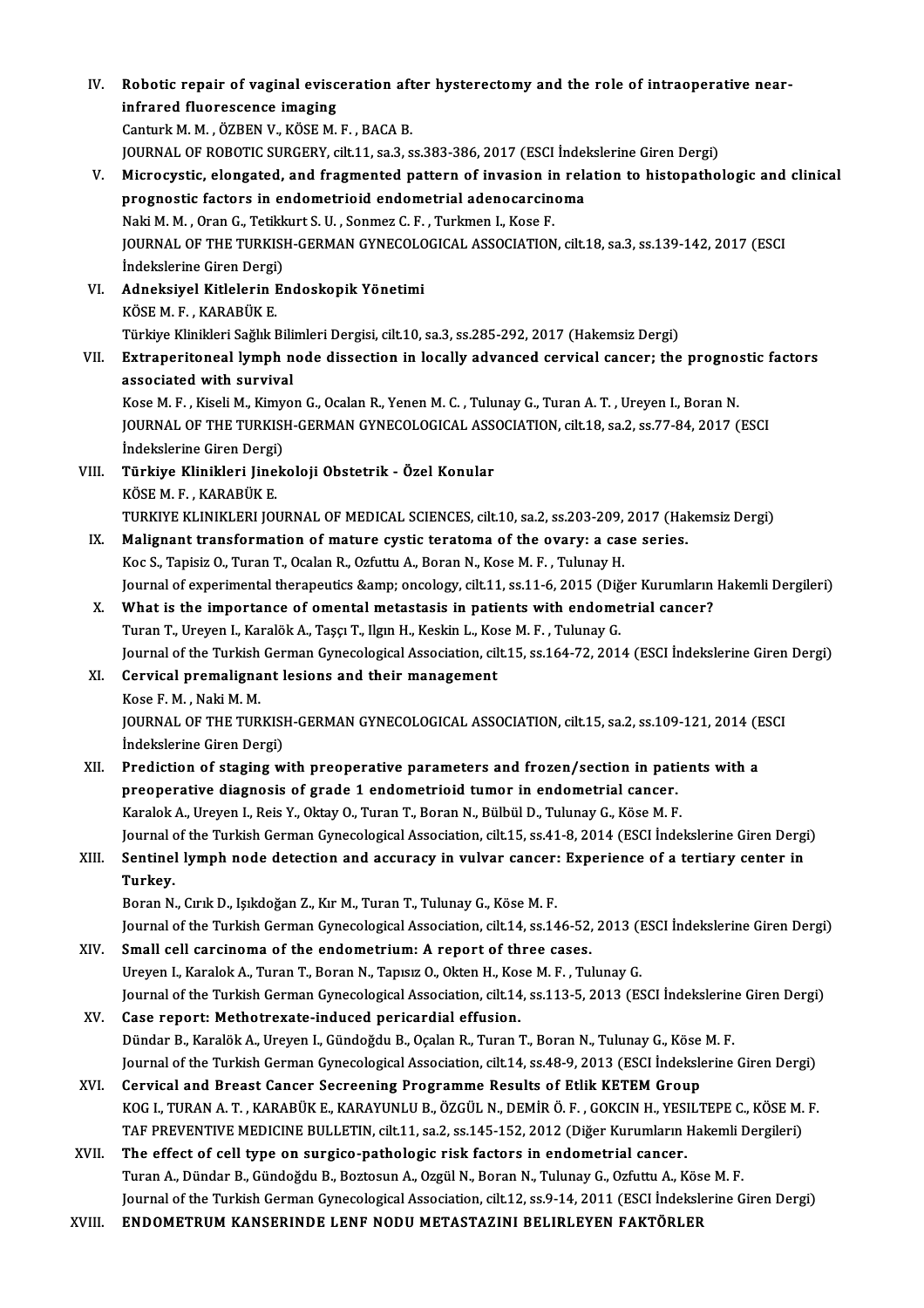IV. **Robotic repair of vaginal evisceration after hysterectomy and the role of intraoperative near-infrared fluorescence imaging**
Canturk M. M. , ÖZBEN V., KÖSE M. F. , BACA B.
JOURNAL OF ROBOTIC SURGERY, cilt.11, sa.3, ss.383-386, 2017 (ESCI İndekslerine Giren Dergi)

V. **Microcystic, elongated, and fragmented pattern of invasion in relation to histopathologic and clinical prognostic factors in endometrioid endometrial adenocarcinoma**
Naki M. M. , Oran G., Tetikkurt S. U. , Sonmez C. F. , Turkmen I., Kose F.
JOURNAL OF THE TURKISH-GERMAN GYNECOLOGICAL ASSOCIATION, cilt.18, sa.3, ss.139-142, 2017 (ESCI İndekslerine Giren Dergi)

VI. **Adneksiyel Kitlelerin Endoskopik Yönetimi**
KÖSE M. F. , KARABÜK E.
Türkiye Klinikleri Sağlık Bilimleri Dergisi, cilt.10, sa.3, ss.285-292, 2017 (Hakemsiz Dergi)

VII. **Extraperitoneal lymph node dissection in locally advanced cervical cancer; the prognostic factors associated with survival**
Kose M. F. , Kiseli M., Kimyon G., Ocalan R., Yenen M. C. , Tulunay G., Turan A. T. , Ureyen I., Boran N.
JOURNAL OF THE TURKISH-GERMAN GYNECOLOGICAL ASSOCIATION, cilt.18, sa.2, ss.77-84, 2017 (ESCI İndekslerine Giren Dergi)

VIII. **Türkiye Klinikleri Jinekoloji Obstetrik - Özel Konular**
KÖSE M. F. , KARABÜK E.
TURKIYE KLINIKLERI JOURNAL OF MEDICAL SCIENCES, cilt.10, sa.2, ss.203-209, 2017 (Hakemsiz Dergi)

IX. **Malignant transformation of mature cystic teratoma of the ovary: a case series.**
Koc S., Tapisiz O., Turan T., Ocalan R., Ozfuttu A., Boran N., Kose M. F. , Tulunay H.
Journal of experimental therapeutics &amp; oncology, cilt.11, ss.11-6, 2015 (Diğer Kurumların Hakemli Dergileri)

X. **What is the importance of omental metastasis in patients with endometrial cancer?**
Turan T., Ureyen I., Karalök A., Taşçı T., Ilgın H., Keskin L., Kose M. F. , Tulunay G.
Journal of the Turkish German Gynecological Association, cilt.15, ss.164-72, 2014 (ESCI İndekslerine Giren Dergi)

XI. **Cervical premalignant lesions and their management**
Kose F. M. , Naki M. M.
JOURNAL OF THE TURKISH-GERMAN GYNECOLOGICAL ASSOCIATION, cilt.15, sa.2, ss.109-121, 2014 (ESCI İndekslerine Giren Dergi)

XII. **Prediction of staging with preoperative parameters and frozen/section in patients with a preoperative diagnosis of grade 1 endometrioid tumor in endometrial cancer.**
Karalok A., Ureyen I., Reis Y., Oktay O., Turan T., Boran N., Bülbül D., Tulunay G., Köse M. F.
Journal of the Turkish German Gynecological Association, cilt.15, ss.41-8, 2014 (ESCI İndekslerine Giren Dergi)

XIII. **Sentinel lymph node detection and accuracy in vulvar cancer: Experience of a tertiary center in Turkey.**
Boran N., Cırık D., Işıkdoğan Z., Kır M., Turan T., Tulunay G., Köse M. F.
Journal of the Turkish German Gynecological Association, cilt.14, ss.146-52, 2013 (ESCI İndekslerine Giren Dergi)

XIV. **Small cell carcinoma of the endometrium: A report of three cases.**
Ureyen I., Karalok A., Turan T., Boran N., Tapısız O., Okten H., Kose M. F. , Tulunay G.
Journal of the Turkish German Gynecological Association, cilt.14, ss.113-5, 2013 (ESCI İndekslerine Giren Dergi)

XV. **Case report: Methotrexate-induced pericardial effusion.**
Dündar B., Karalök A., Ureyen I., Gündoğdu B., Oçalan R., Turan T., Boran N., Tulunay G., Köse M. F.
Journal of the Turkish German Gynecological Association, cilt.14, ss.48-9, 2013 (ESCI İndekslerine Giren Dergi)

XVI. **Cervical and Breast Cancer Secreening Programme Results of Etlik KETEM Group**
KOG I., TURAN A. T. , KARABÜK E., KARAYUNLU B., ÖZGÜL N., DEMİR Ö. F. , GOKCIN H., YESILTEPE C., KÖSE M. F.
TAF PREVENTIVE MEDICINE BULLETIN, cilt.11, sa.2, ss.145-152, 2012 (Diğer Kurumların Hakemli Dergileri)

XVII. **The effect of cell type on surgico-pathologic risk factors in endometrial cancer.**
Turan A., Dündar B., Gündoğdu B., Boztosun A., Ozgül N., Boran N., Tulunay G., Ozfuttu A., Köse M. F.
Journal of the Turkish German Gynecological Association, cilt.12, ss.9-14, 2011 (ESCI İndekslerine Giren Dergi)

XVIII. **ENDOMETRUM KANSERINDE LENF NODU METASTAZINI BELIRLEYEN FAKTÖRLER**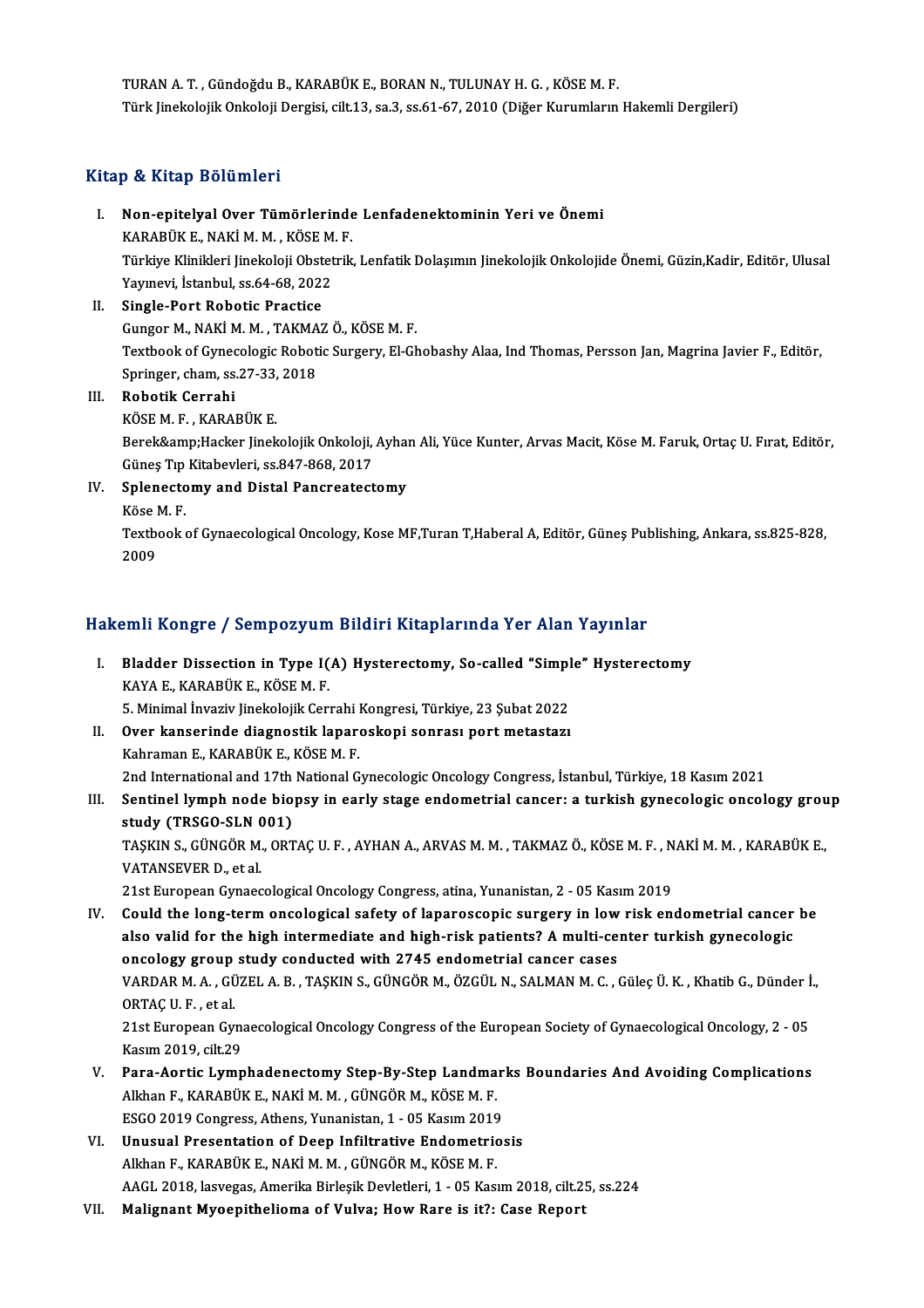TURAN A. T. , Gündoğdu B., KARABÜK E., BORAN N., TULUNAY H. G. , KÖSE M. F.
Türk Jinekolojik Onkoloji Dergisi, cilt.13, sa.3, ss.61-67, 2010 (Diğer Kurumların Hakemli Dergileri)

## Kitap & Kitap Bölümleri

I. **Non-epitelyal Over Tümörlerinde Lenfadenektominin Yeri ve Önemi**
KARABÜK E., NAKİ M. M. , KÖSE M. F.
Türkiye Klinikleri Jinekoloji Obstetrik, Lenfatik Dolaşımın Jinekolojik Onkolojide Önemi, Güzin,Kadir, Editör, Ulusal Yayınevi, İstanbul, ss.64-68, 2022

II. **Single-Port Robotic Practice**
Gungor M., NAKİ M. M. , TAKMAZ Ö., KÖSE M. F.
Textbook of Gynecologic Robotic Surgery, El-Ghobashy Alaa, Ind Thomas, Persson Jan, Magrina Javier F., Editör, Springer, cham, ss.27-33, 2018

III. **Robotik Cerrahi**
KÖSE M. F. , KARABÜK E.
Berek&amp;Hacker Jinekolojik Onkoloji, Ayhan Ali, Yüce Kunter, Arvas Macit, Köse M. Faruk, Ortaç U. Fırat, Editör, Güneş Tıp Kitabevleri, ss.847-868, 2017

IV. **Splenectomy and Distal Pancreatectomy**
Köse M. F.
Textbook of Gynaecological Oncology, Kose MF,Turan T,Haberal A, Editör, Güneş Publishing, Ankara, ss.825-828, 2009

## Hakemli Kongre / Sempozyum Bildiri Kitaplarında Yer Alan Yayınlar

I. **Bladder Dissection in Type I(A) Hysterectomy, So-called "Simple" Hysterectomy**
KAYA E., KARABÜK E., KÖSE M. F.
5. Minimal İnvaziv Jinekolojik Cerrahi Kongresi, Türkiye, 23 Şubat 2022

II. **Over kanserinde diagnostik laparoskopi sonrası port metastazı**
Kahraman E., KARABÜK E., KÖSE M. F.
2nd International and 17th National Gynecologic Oncology Congress, İstanbul, Türkiye, 18 Kasım 2021

III. **Sentinel lymph node biopsy in early stage endometrial cancer: a turkish gynecologic oncology group study (TRSGO-SLN 001)**
TAŞKIN S., GÜNGÖR M., ORTAÇ U. F. , AYHAN A., ARVAS M. M. , TAKMAZ Ö., KÖSE M. F. , NAKİ M. M. , KARABÜK E., VATANSEVER D., et al.
21st European Gynaecological Oncology Congress, atina, Yunanistan, 2 - 05 Kasım 2019

IV. **Could the long-term oncological safety of laparoscopic surgery in low risk endometrial cancer be also valid for the high intermediate and high-risk patients? A multi-center turkish gynecologic oncology group study conducted with 2745 endometrial cancer cases**
VARDAR M. A. , GÜZEL A. B. , TAŞKIN S., GÜNGÖR M., ÖZGÜL N., SALMAN M. C. , Güleç Ü. K. , Khatib G., Dünder İ., ORTAÇ U. F. , et al.
21st European Gynaecological Oncology Congress of the European Society of Gynaecological Oncology, 2 - 05 Kasım 2019, cilt.29

V. **Para-Aortic Lymphadenectomy Step-By-Step Landmarks Boundaries And Avoiding Complications**
Alkhan F., KARABÜK E., NAKİ M. M. , GÜNGÖR M., KÖSE M. F.
ESGO 2019 Congress, Athens, Yunanistan, 1 - 05 Kasım 2019

VI. **Unusual Presentation of Deep Infiltrative Endometriosis**
Alkhan F., KARABÜK E., NAKİ M. M. , GÜNGÖR M., KÖSE M. F.
AAGL 2018, lasvegas, Amerika Birleşik Devletleri, 1 - 05 Kasım 2018, cilt.25, ss.224

VII. **Malignant Myoepithelioma of Vulva; How Rare is it?: Case Report**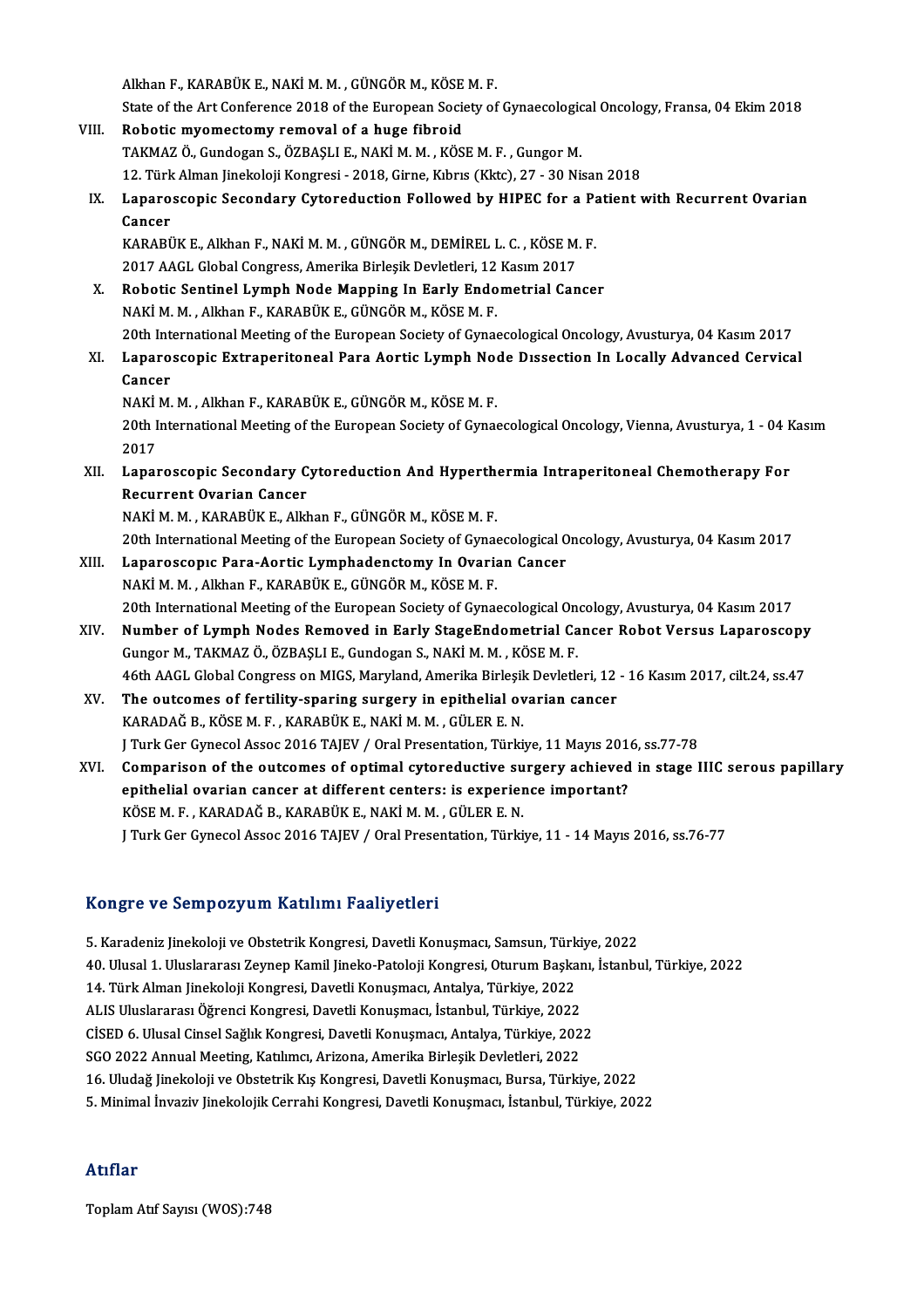Alkhan F., KARABÜK E., NAKİ M. M. , GÜNGÖR M., KÖSE M. F.
State of the Art Conference 2018 of the European Society of Gynaecological Oncology, Fransa, 04 Ekim 2018

VIII. **Robotic myomectomy removal of a huge fibroid**
TAKMAZ Ö., Gundogan S., ÖZBAŞLI E., NAKİ M. M. , KÖSE M. F. , Gungor M.
12. Türk Alman Jinekoloji Kongresi - 2018, Girne, Kıbrıs (Kktc), 27 - 30 Nisan 2018

IX. **Laparoscopic Secondary Cytoreduction Followed by HIPEC for a Patient with Recurrent Ovarian Cancer**
KARABÜK E., Alkhan F., NAKİ M. M. , GÜNGÖR M., DEMİREL L. C. , KÖSE M. F.
2017 AAGL Global Congress, Amerika Birleşik Devletleri, 12 Kasım 2017

X. **Robotic Sentinel Lymph Node Mapping In Early Endometrial Cancer**
NAKİ M. M. , Alkhan F., KARABÜK E., GÜNGÖR M., KÖSE M. F.
20th International Meeting of the European Society of Gynaecological Oncology, Avusturya, 04 Kasım 2017

XI. **Laparoscopic Extraperitoneal Para Aortic Lymph Node Dıssection In Locally Advanced Cervical Cancer**
NAKİ M. M. , Alkhan F., KARABÜK E., GÜNGÖR M., KÖSE M. F.
20th International Meeting of the European Society of Gynaecological Oncology, Vienna, Avusturya, 1 - 04 Kasım 2017

XII. **Laparoscopic Secondary Cytoreduction And Hyperthermia Intraperitoneal Chemotherapy For Recurrent Ovarian Cancer**
NAKİ M. M. , KARABÜK E., Alkhan F., GÜNGÖR M., KÖSE M. F.
20th International Meeting of the European Society of Gynaecological Oncology, Avusturya, 04 Kasım 2017

XIII. **Laparoscopıc Para-Aortic Lymphadenctomy In Ovarian Cancer**
NAKİ M. M. , Alkhan F., KARABÜK E., GÜNGÖR M., KÖSE M. F.
20th International Meeting of the European Society of Gynaecological Oncology, Avusturya, 04 Kasım 2017

XIV. **Number of Lymph Nodes Removed in Early StageEndometrial Cancer Robot Versus Laparoscopy**
Gungor M., TAKMAZ Ö., ÖZBAŞLI E., Gundogan S., NAKİ M. M. , KÖSE M. F.
46th AAGL Global Congress on MIGS, Maryland, Amerika Birleşik Devletleri, 12 - 16 Kasım 2017, cilt.24, ss.47

XV. **The outcomes of fertility-sparing surgery in epithelial ovarian cancer**
KARADAĞ B., KÖSE M. F. , KARABÜK E., NAKİ M. M. , GÜLER E. N.
J Turk Ger Gynecol Assoc 2016 TAJEV / Oral Presentation, Türkiye, 11 Mayıs 2016, ss.77-78

XVI. **Comparison of the outcomes of optimal cytoreductive surgery achieved in stage IIIC serous papillary epithelial ovarian cancer at different centers: is experience important?**
KÖSE M. F. , KARADAĞ B., KARABÜK E., NAKİ M. M. , GÜLER E. N.
J Turk Ger Gynecol Assoc 2016 TAJEV / Oral Presentation, Türkiye, 11 - 14 Mayıs 2016, ss.76-77

## Kongre ve Sempozyum Katılımı Faaliyetleri

5. Karadeniz Jinekoloji ve Obstetrik Kongresi, Davetli Konuşmacı, Samsun, Türkiye, 2022
40. Ulusal 1. Uluslararası Zeynep Kamil Jineko-Patoloji Kongresi, Oturum Başkanı, İstanbul, Türkiye, 2022
14. Türk Alman Jinekoloji Kongresi, Davetli Konuşmacı, Antalya, Türkiye, 2022
ALIS Uluslararası Öğrenci Kongresi, Davetli Konuşmacı, İstanbul, Türkiye, 2022
CİSED 6. Ulusal Cinsel Sağlık Kongresi, Davetli Konuşmacı, Antalya, Türkiye, 2022
SGO 2022 Annual Meeting, Katılımcı, Arizona, Amerika Birleşik Devletleri, 2022
16. Uludağ Jinekoloji ve Obstetrik Kış Kongresi, Davetli Konuşmacı, Bursa, Türkiye, 2022
5. Minimal İnvaziv Jinekolojik Cerrahi Kongresi, Davetli Konuşmacı, İstanbul, Türkiye, 2022

## Atıflar

Toplam Atıf Sayısı (WOS):748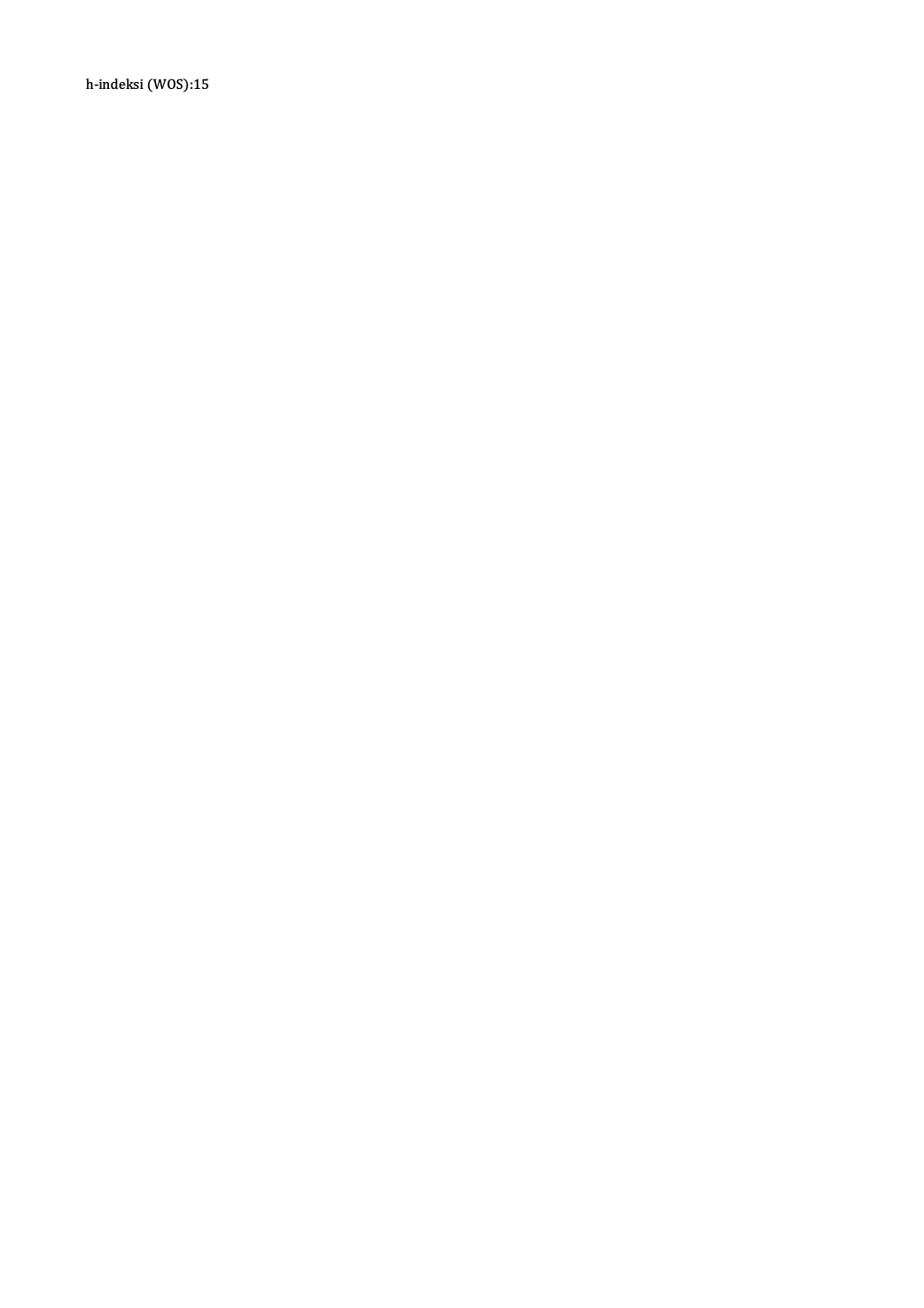h-indeksi (WOS):15